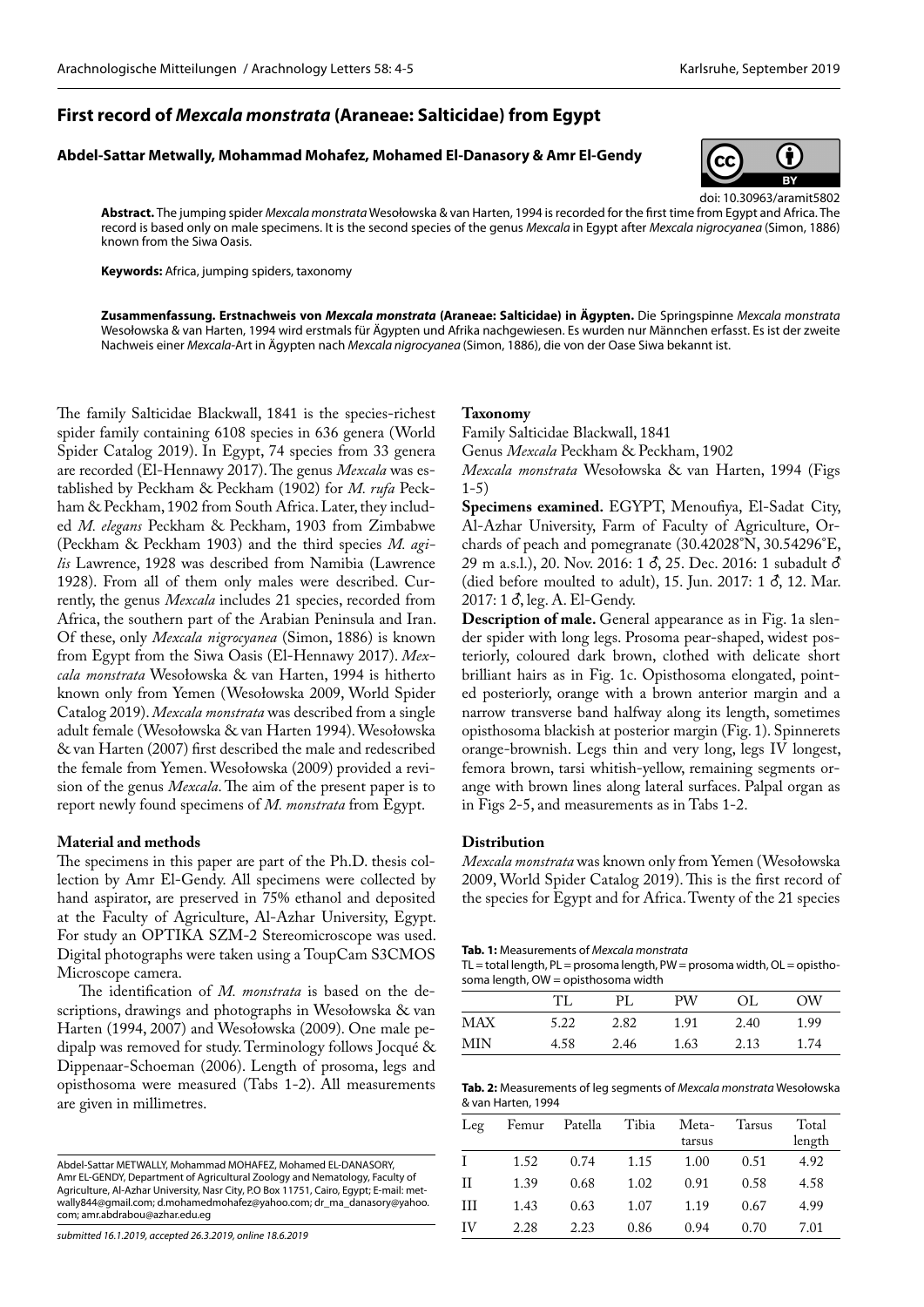# First record of *Mexcala monstrata* (Araneae: Salticidae) from Egypt

**Abdel-Sattar Metwally, Mohammad Mohafez, Mohamed El-Danasory & Amr El-Gendy**

doi: 10.30963/aramit5802

**Abstract.** The jumping spider *Mexcala monstrata* Wesołowska & van Harten, 1994 is recorded for the first time from Egypt and Africa. The record is based only on male specimens. It is the second species of the genus *Mexcala* in Egypt after *Mexcala nigrocyanea* (Simon, 1886) known from the Siwa Oasis.

**Keywords:** Africa, jumping spiders, taxonomy

**Zusammenfassung. Erstnachweis von *Mexcala monstrata* (Araneae: Salticidae) in Ägypten.** Die Springspinne *Mexcala monstrata* Wesołowska & van Harten, 1994 wird erstmals für Ägypten und Afrika nachgewiesen. Es wurden nur Männchen erfasst. Es ist der zweite Nachweis einer *Mexcala*-Art in Ägypten nach *Mexcala nigrocyanea* (Simon, 1886), die von der Oase Siwa bekannt ist.

The family Salticidae Blackwall, 1841 is the species-richest spider family containing 6108 species in 636 genera (World Spider Catalog 2019). In Egypt, 74 species from 33 genera are recorded (El-Hennawy 2017). The genus *Mexcala* was established by Peckham & Peckham (1902) for *M. rufa* Peckham & Peckham, 1902 from South Africa. Later, they included *M. elegans* Peckham & Peckham, 1903 from Zimbabwe (Peckham & Peckham 1903) and the third species *M. agilis* Lawrence, 1928 was described from Namibia (Lawrence 1928). From all of them only males were described. Currently, the genus *Mexcala* includes 21 species, recorded from Africa, the southern part of the Arabian Peninsula and Iran. Of these, only *Mexcala nigrocyanea* (Simon, 1886) is known from Egypt from the Siwa Oasis (El-Hennawy 2017). *Mexcala monstrata* Wesołowska & van Harten, 1994 is hitherto known only from Yemen (Wesołowska 2009, World Spider Catalog 2019). *Mexcala monstrata* was described from a single adult female (Wesołowska & van Harten 1994). Wesołowska & van Harten (2007) first described the male and redescribed the female from Yemen. Wesołowska (2009) provided a revision of the genus *Mexcala*. The aim of the present paper is to report newly found specimens of *M. monstrata* from Egypt.

## Material and methods

The specimens in this paper are part of the Ph.D. thesis collection by Amr El-Gendy. All specimens were collected by hand aspirator, are preserved in 75% ethanol and deposited at the Faculty of Agriculture, Al-Azhar University, Egypt. For study an OPTIKA SZM-2 Stereomicroscope was used. Digital photographs were taken using a ToupCam S3CMOS Microscope camera.

The identification of *M. monstrata* is based on the descriptions, drawings and photographs in Wesołowska & van Harten (1994, 2007) and Wesołowska (2009). One male pedipalp was removed for study. Terminology follows Jocqué & Dippenaar-Schoeman (2006). Length of prosoma, legs and opisthosoma were measured (Tabs 1-2). All measurements are given in millimetres.

Abdel-Sattar METWALLY, Mohammad MOHAFEZ, Mohamed EL-DANASORY, Amr EL-GENDY, Department of Agricultural Zoology and Nematology, Faculty of Agriculture, Al-Azhar University, Nasr City, P.O Box 11751, Cairo, Egypt; E-mail: metwally844@gmail.com; d.mohamedmohafez@yahoo.com; dr_ma_danasory@yahoo.com; amr.abdrabou@azhar.edu.eg

*submitted 16.1.2019, accepted 26.3.2019, online 18.6.2019*

## Taxonomy

Family Salticidae Blackwall, 1841

Genus *Mexcala* Peckham & Peckham, 1902

*Mexcala monstrata* Wesołowska & van Harten, 1994 (Figs 1-5)

**Specimens examined.** EGYPT, Menoufiya, El-Sadat City, Al-Azhar University, Farm of Faculty of Agriculture, Orchards of peach and pomegranate (30.42028°N, 30.54296°E, 29 m a.s.l.), 20. Nov. 2016: 1 ♂, 25. Dec. 2016: 1 subadult ♂ (died before moulted to adult), 15. Jun. 2017: 1 ♂, 12. Mar. 2017: 1 ♂, leg. A. El-Gendy.

**Description of male.** General appearance as in Fig. 1a slender spider with long legs. Prosoma pear-shaped, widest posteriorly, coloured dark brown, clothed with delicate short brilliant hairs as in Fig. 1c. Opisthosoma elongated, pointed posteriorly, orange with a brown anterior margin and a narrow transverse band halfway along its length, sometimes opisthosoma blackish at posterior margin (Fig. 1). Spinnerets orange-brownish. Legs thin and very long, legs IV longest, femora brown, tarsi whitish-yellow, remaining segments orange with brown lines along lateral surfaces. Palpal organ as in Figs 2-5, and measurements as in Tabs 1-2.

## Distribution

*Mexcala monstrata* was known only from Yemen (Wesołowska 2009, World Spider Catalog 2019). This is the first record of the species for Egypt and for Africa. Twenty of the 21 species

**Tab. 1:** Measurements of *Mexcala monstrata*
TL = total length, PL = prosoma length, PW = prosoma width, OL = opisthosoma length, OW = opisthosoma width

| | TL | PL | PW | OL | OW |
|---|---|---|---|---|---|
| MAX | 5.22 | 2.82 | 1.91 | 2.40 | 1.99 |
| MIN | 4.58 | 2.46 | 1.63 | 2.13 | 1.74 |

**Tab. 2:** Measurements of leg segments of *Mexcala monstrata* Wesołowska & van Harten, 1994

| Leg | Femur | Patella | Tibia | Metatarsus | Tarsus | Total length |
|---|---|---|---|---|---|---|
| I | 1.52 | 0.74 | 1.15 | 1.00 | 0.51 | 4.92 |
| II | 1.39 | 0.68 | 1.02 | 0.91 | 0.58 | 4.58 |
| III | 1.43 | 0.63 | 1.07 | 1.19 | 0.67 | 4.99 |
| IV | 2.28 | 2.23 | 0.86 | 0.94 | 0.70 | 7.01 |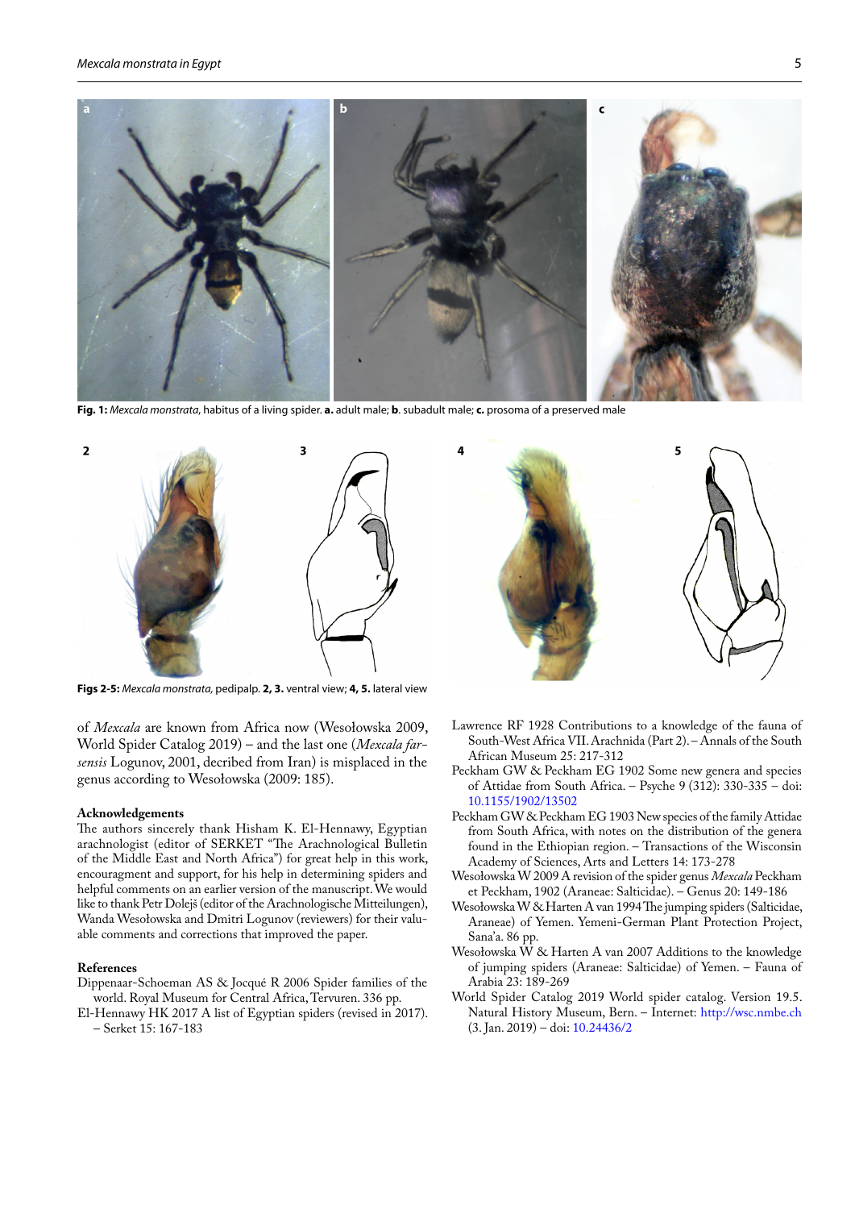**Fig. 1:** *Mexcala monstrata*, habitus of a living spider. **a.** adult male; **b**. subadult male; **c.** prosoma of a preserved male

**Figs 2-5:** *Mexcala monstrata,* pedipalp. **2, 3.** ventral view; **4, 5.** lateral view

of *Mexcala* are known from Africa now (Wesołowska 2009, World Spider Catalog 2019) – and the last one (*Mexcala farsensis* Logunov, 2001, decribed from Iran) is misplaced in the genus according to Wesołowska (2009: 185).

## Acknowledgements

The authors sincerely thank Hisham K. El-Hennawy, Egyptian arachnologist (editor of SERKET "The Arachnological Bulletin of the Middle East and North Africa") for great help in this work, encouragment and support, for his help in determining spiders and helpful comments on an earlier version of the manuscript. We would like to thank Petr Dolejš (editor of the Arachnologische Mitteilungen), Wanda Wesołowska and Dmitri Logunov (reviewers) for their valuable comments and corrections that improved the paper.

## References

Dippenaar-Schoeman AS & Jocqué R 2006 Spider families of the world. Royal Museum for Central Africa, Tervuren. 336 pp.

El-Hennawy HK 2017 A list of Egyptian spiders (revised in 2017). – Serket 15: 167-183

Lawrence RF 1928 Contributions to a knowledge of the fauna of South-West Africa VII. Arachnida (Part 2). – Annals of the South African Museum 25: 217-312

Peckham GW & Peckham EG 1902 Some new genera and species of Attidae from South Africa. – Psyche 9 (312): 330-335 – doi: 10.1155/1902/13502

Peckham GW & Peckham EG 1903 New species of the family Attidae from South Africa, with notes on the distribution of the genera found in the Ethiopian region. – Transactions of the Wisconsin Academy of Sciences, Arts and Letters 14: 173-278

Wesołowska W 2009 A revision of the spider genus *Mexcala* Peckham et Peckham, 1902 (Araneae: Salticidae). – Genus 20: 149-186

Wesołowska W & Harten A van 1994 The jumping spiders (Salticidae, Araneae) of Yemen. Yemeni-German Plant Protection Project, Sana'a. 86 pp.

Wesołowska W & Harten A van 2007 Additions to the knowledge of jumping spiders (Araneae: Salticidae) of Yemen. – Fauna of Arabia 23: 189-269

World Spider Catalog 2019 World spider catalog. Version 19.5. Natural History Museum, Bern. – Internet: http://wsc.nmbe.ch (3. Jan. 2019) – doi: 10.24436/2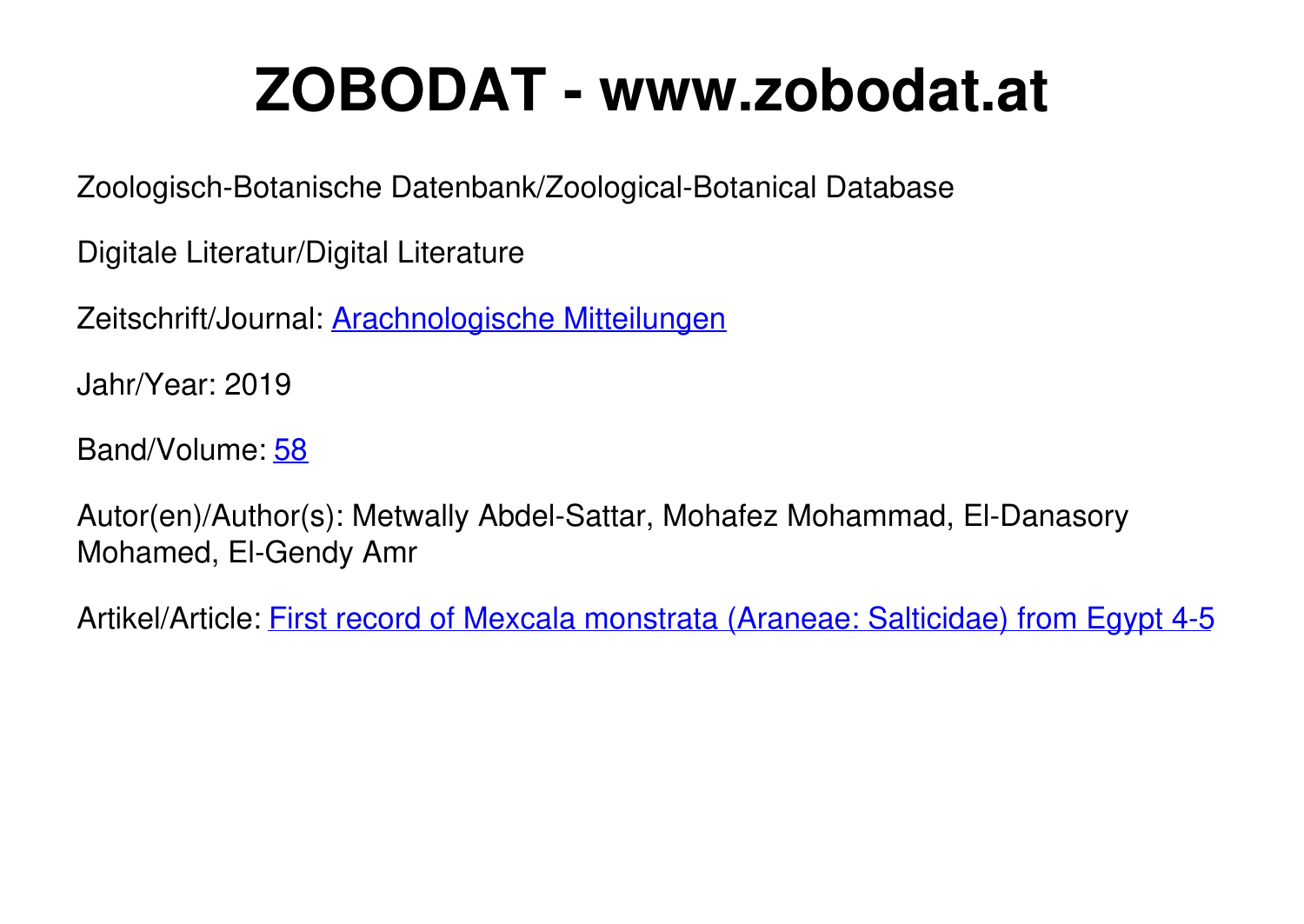# ZOBODAT - www.zobodat.at

Zoologisch-Botanische Datenbank/Zoological-Botanical Database

Digitale Literatur/Digital Literature

Zeitschrift/Journal: Arachnologische Mitteilungen

Jahr/Year: 2019

Band/Volume: 58

Autor(en)/Author(s): Metwally Abdel-Sattar, Mohafez Mohammad, El-Danasory Mohamed, El-Gendy Amr

Artikel/Article: First record of Mexcala monstrata (Araneae: Salticidae) from Egypt 4-5